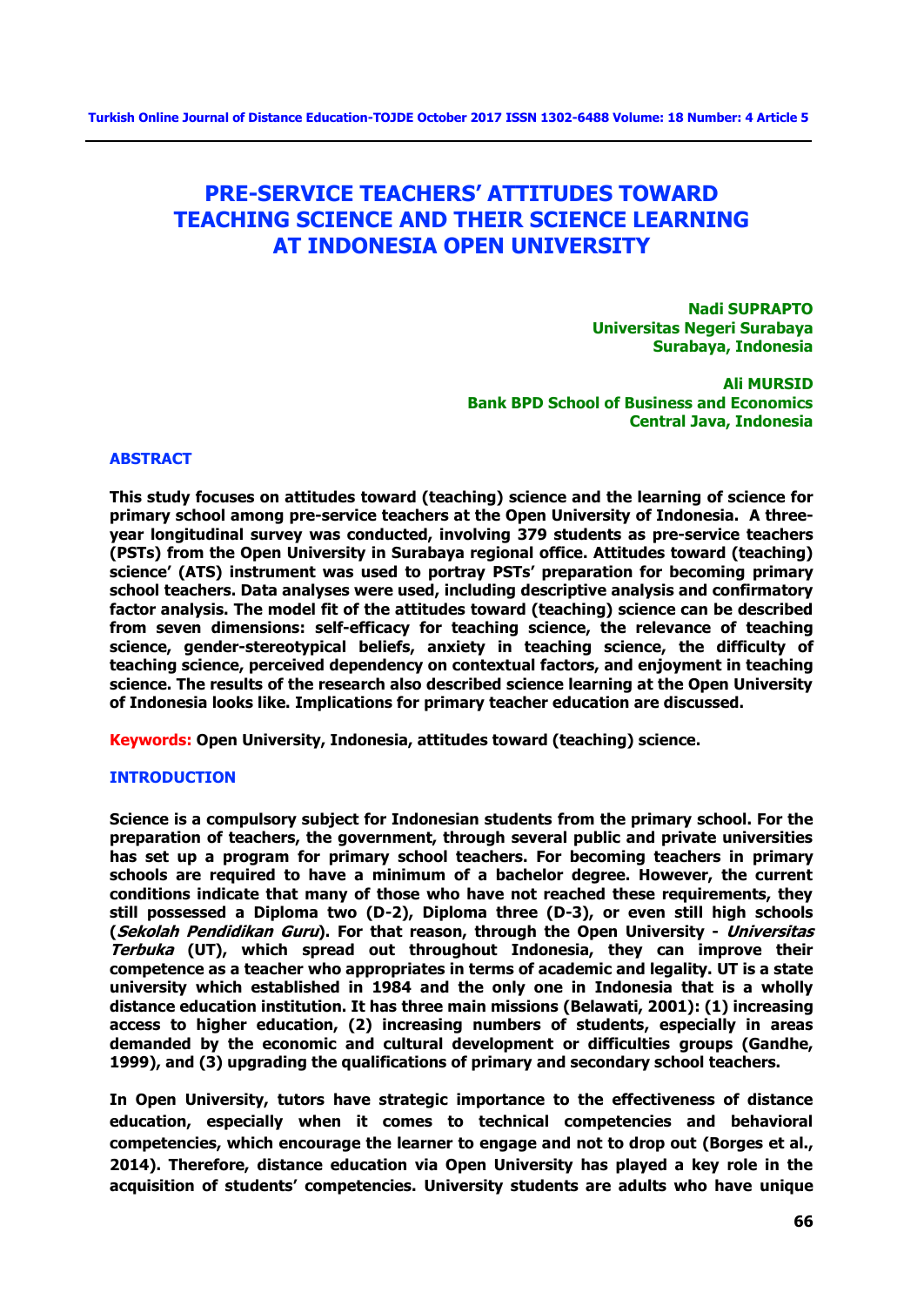# PRE-SERVICE TEACHERS' ATTITUDES TOWARD TEACHING SCIENCE AND THEIR SCIENCE LEARNING AT INDONESIA OPEN UNIVERSITY

**Nadi SUPRAPTO**
**Universitas Negeri Surabaya**
**Surabaya, Indonesia**

**Ali MURSID**
**Bank BPD School of Business and Economics**
**Central Java, Indonesia**

## ABSTRACT

**This study focuses on attitudes toward (teaching) science and the learning of science for primary school among pre-service teachers at the Open University of Indonesia. A three-year longitudinal survey was conducted, involving 379 students as pre-service teachers (PSTs) from the Open University in Surabaya regional office. Attitudes toward (teaching) science' (ATS) instrument was used to portray PSTs' preparation for becoming primary school teachers. Data analyses were used, including descriptive analysis and confirmatory factor analysis. The model fit of the attitudes toward (teaching) science can be described from seven dimensions: self-efficacy for teaching science, the relevance of teaching science, gender-stereotypical beliefs, anxiety in teaching science, the difficulty of teaching science, perceived dependency on contextual factors, and enjoyment in teaching science. The results of the research also described science learning at the Open University of Indonesia looks like. Implications for primary teacher education are discussed.**

**Keywords:** **Open University, Indonesia, attitudes toward (teaching) science.**

## INTRODUCTION

**Science is a compulsory subject for Indonesian students from the primary school. For the preparation of teachers, the government, through several public and private universities has set up a program for primary school teachers. For becoming teachers in primary schools are required to have a minimum of a bachelor degree. However, the current conditions indicate that many of those who have not reached these requirements, they still possessed a Diploma two (D-2), Diploma three (D-3), or even still high schools (*Sekolah Pendidikan Guru*). For that reason, through the Open University - *Universitas Terbuka* (UT), which spread out throughout Indonesia, they can improve their competence as a teacher who appropriates in terms of academic and legality. UT is a state university which established in 1984 and the only one in Indonesia that is a wholly distance education institution. It has three main missions (Belawati, 2001): (1) increasing access to higher education, (2) increasing numbers of students, especially in areas demanded by the economic and cultural development or difficulties groups (Gandhe, 1999), and (3) upgrading the qualifications of primary and secondary school teachers.**

**In Open University, tutors have strategic importance to the effectiveness of distance education, especially when it comes to technical competencies and behavioral competencies, which encourage the learner to engage and not to drop out (Borges et al., 2014). Therefore, distance education via Open University has played a key role in the acquisition of students' competencies. University students are adults who have unique**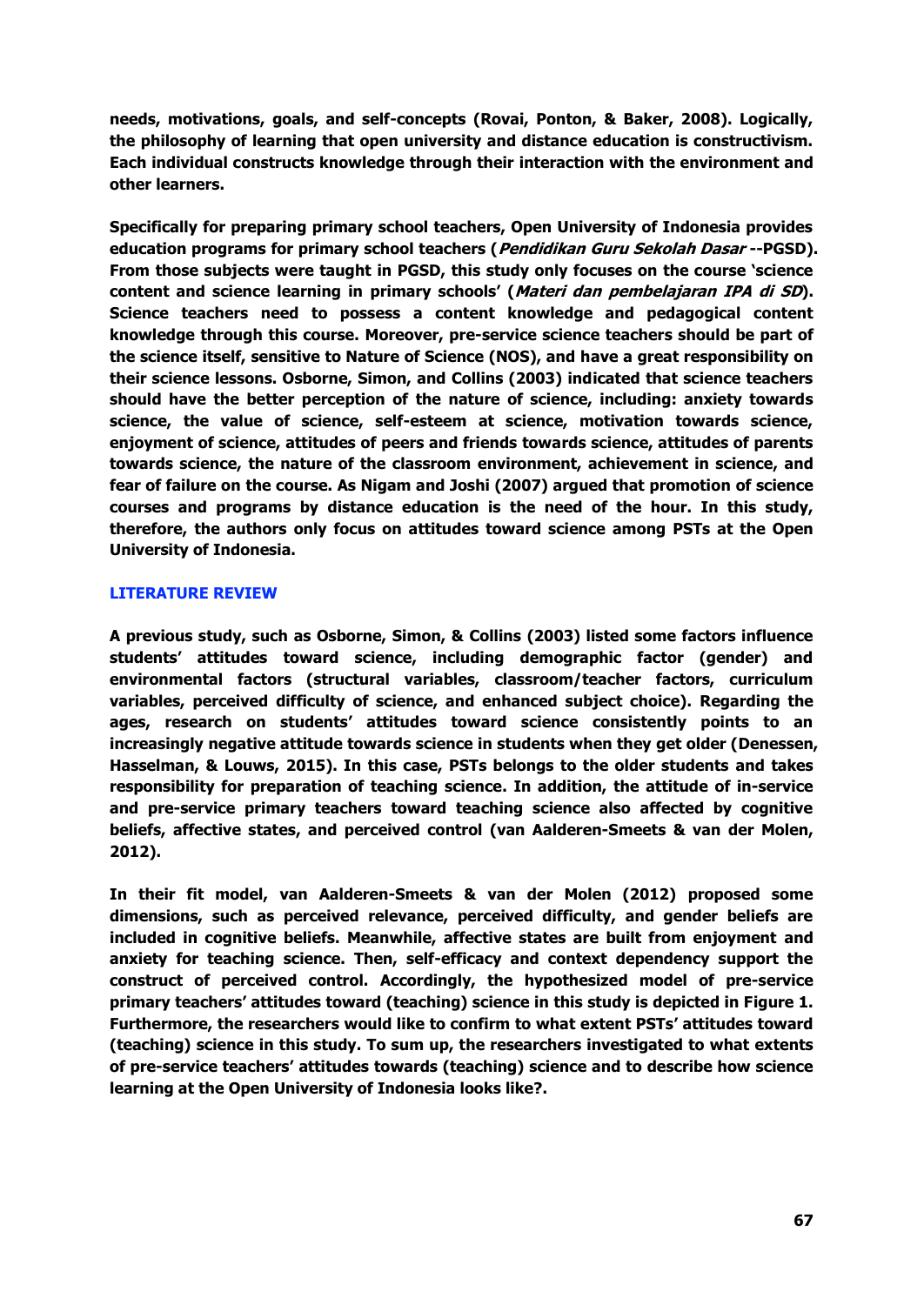needs, motivations, goals, and self-concepts (Rovai, Ponton, & Baker, 2008). Logically, the philosophy of learning that open university and distance education is constructivism. Each individual constructs knowledge through their interaction with the environment and other learners.

Specifically for preparing primary school teachers, Open University of Indonesia provides education programs for primary school teachers (*Pendidikan Guru Sekolah Dasar* --PGSD). From those subjects were taught in PGSD, this study only focuses on the course 'science content and science learning in primary schools' (*Materi dan pembelajaran IPA di SD*). Science teachers need to possess a content knowledge and pedagogical content knowledge through this course. Moreover, pre-service science teachers should be part of the science itself, sensitive to Nature of Science (NOS), and have a great responsibility on their science lessons. Osborne, Simon, and Collins (2003) indicated that science teachers should have the better perception of the nature of science, including: anxiety towards science, the value of science, self-esteem at science, motivation towards science, enjoyment of science, attitudes of peers and friends towards science, attitudes of parents towards science, the nature of the classroom environment, achievement in science, and fear of failure on the course. As Nigam and Joshi (2007) argued that promotion of science courses and programs by distance education is the need of the hour. In this study, therefore, the authors only focus on attitudes toward science among PSTs at the Open University of Indonesia.

## LITERATURE REVIEW

A previous study, such as Osborne, Simon, & Collins (2003) listed some factors influence students' attitudes toward science, including demographic factor (gender) and environmental factors (structural variables, classroom/teacher factors, curriculum variables, perceived difficulty of science, and enhanced subject choice). Regarding the ages, research on students' attitudes toward science consistently points to an increasingly negative attitude towards science in students when they get older (Denessen, Hasselman, & Louws, 2015). In this case, PSTs belongs to the older students and takes responsibility for preparation of teaching science. In addition, the attitude of in-service and pre-service primary teachers toward teaching science also affected by cognitive beliefs, affective states, and perceived control (van Aalderen-Smeets & van der Molen, 2012).

In their fit model, van Aalderen-Smeets & van der Molen (2012) proposed some dimensions, such as perceived relevance, perceived difficulty, and gender beliefs are included in cognitive beliefs. Meanwhile, affective states are built from enjoyment and anxiety for teaching science. Then, self-efficacy and context dependency support the construct of perceived control. Accordingly, the hypothesized model of pre-service primary teachers' attitudes toward (teaching) science in this study is depicted in Figure 1. Furthermore, the researchers would like to confirm to what extent PSTs' attitudes toward (teaching) science in this study. To sum up, the researchers investigated to what extents of pre-service teachers' attitudes towards (teaching) science and to describe how science learning at the Open University of Indonesia looks like?.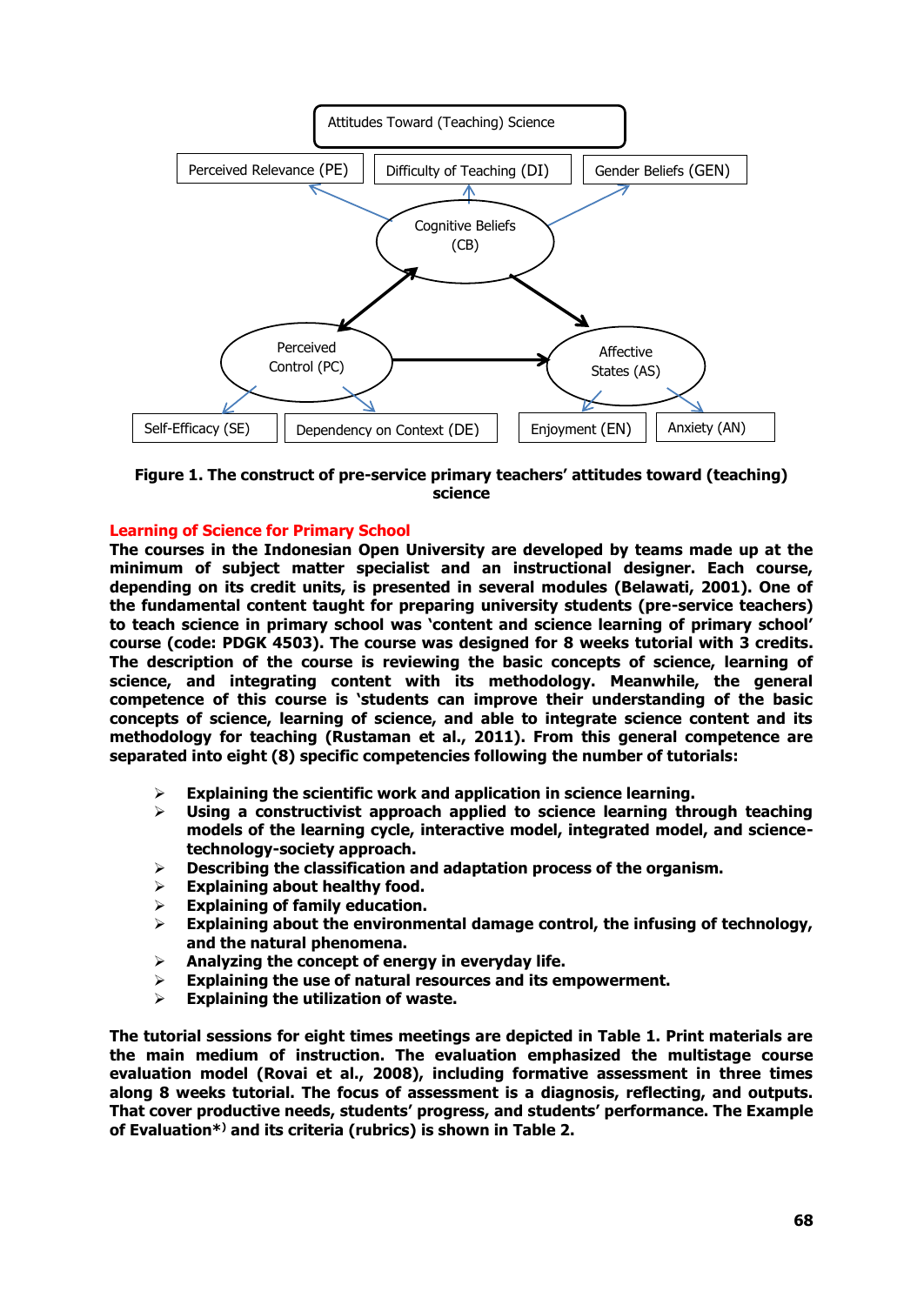Figure 1. The construct of pre-service primary teachers' attitudes toward (teaching) science

## Learning of Science for Primary School

**The courses in the Indonesian Open University are developed by teams made up at the minimum of subject matter specialist and an instructional designer. Each course, depending on its credit units, is presented in several modules (Belawati, 2001). One of the fundamental content taught for preparing university students (pre-service teachers) to teach science in primary school was 'content and science learning of primary school' course (code: PDGK 4503). The course was designed for 8 weeks tutorial with 3 credits. The description of the course is reviewing the basic concepts of science, learning of science, and integrating content with its methodology. Meanwhile, the general competence of this course is 'students can improve their understanding of the basic concepts of science, learning of science, and able to integrate science content and its methodology for teaching (Rustaman et al., 2011). From this general competence are separated into eight (8) specific competencies following the number of tutorials:**

- **Explaining the scientific work and application in science learning.**
- **Using a constructivist approach applied to science learning through teaching models of the learning cycle, interactive model, integrated model, and science-technology-society approach.**
- **Describing the classification and adaptation process of the organism.**
- **Explaining about healthy food.**
- **Explaining of family education.**
- **Explaining about the environmental damage control, the infusing of technology, and the natural phenomena.**
- **Analyzing the concept of energy in everyday life.**
- **Explaining the use of natural resources and its empowerment.**
- **Explaining the utilization of waste.**

**The tutorial sessions for eight times meetings are depicted in Table 1. Print materials are the main medium of instruction. The evaluation emphasized the multistage course evaluation model (Rovai et al., 2008), including formative assessment in three times along 8 weeks tutorial. The focus of assessment is a diagnosis, reflecting, and outputs. That cover productive needs, students' progress, and students' performance. The Example of Evaluation\*) and its criteria (rubrics) is shown in Table 2.**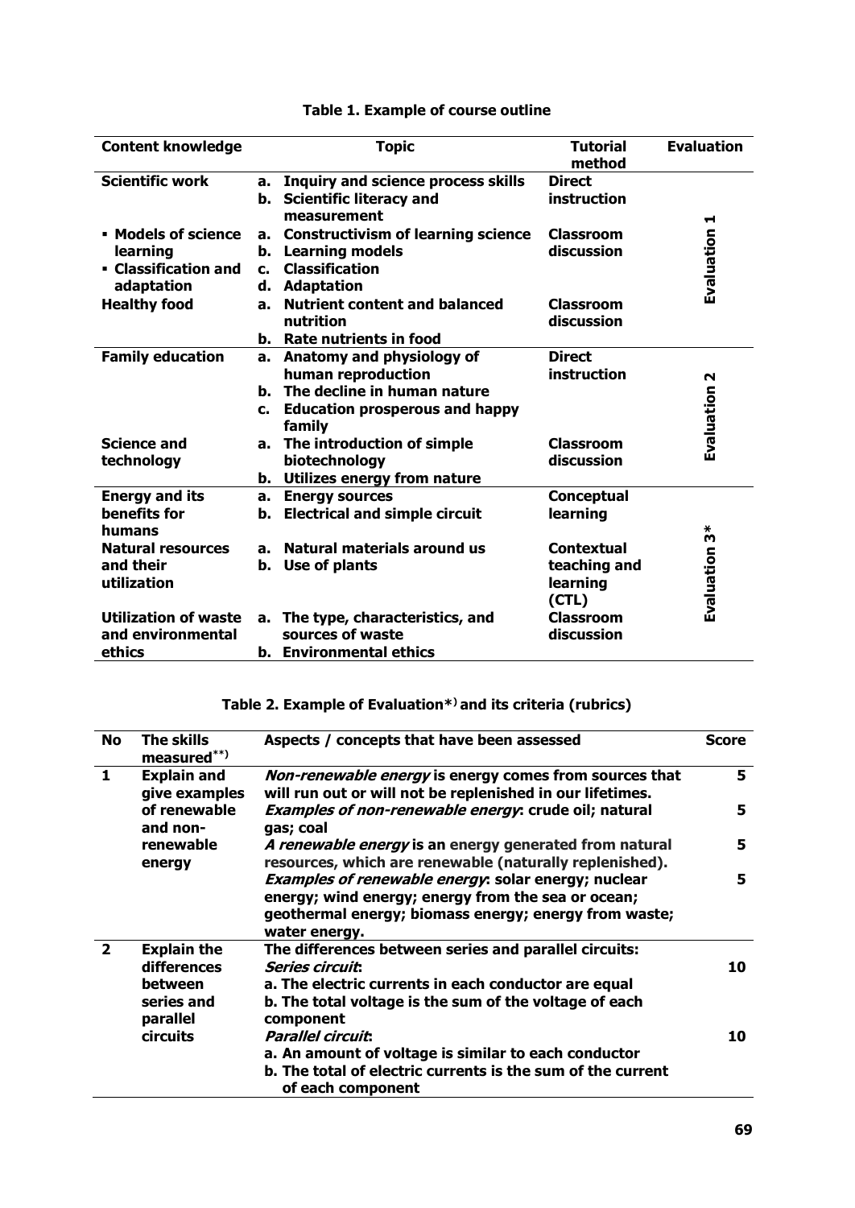**Table 1. Example of course outline**

| Content knowledge | Topic | Tutorial method | Evaluation |
|---|---|---|---|
| **Scientific work** | **a. Inquiry and science process skills**<br>**b. Scientific literacy and measurement** | **Direct instruction** | **Evaluation 1** |
| **▪ Models of science learning**<br>**▪ Classification and adaptation** | **a. Constructivism of learning science**<br>**b. Learning models**<br>**c. Classification**<br>**d. Adaptation** | **Classroom discussion** | |
| **Healthy food** | **a. Nutrient content and balanced nutrition**<br>**b. Rate nutrients in food** | **Classroom discussion** | |
| **Family education** | **a. Anatomy and physiology of human reproduction**<br>**b. The decline in human nature**<br>**c. Education prosperous and happy family** | **Direct instruction** | **Evaluation 2** |
| **Science and technology** | **a. The introduction of simple biotechnology**<br>**b. Utilizes energy from nature** | **Classroom discussion** | |
| **Energy and its benefits for humans** | **a. Energy sources**<br>**b. Electrical and simple circuit** | **Conceptual learning** | **Evaluation 3*** |
| **Natural resources and their utilization** | **a. Natural materials around us**<br>**b. Use of plants** | **Contextual teaching and learning (CTL)** | |
| **Utilization of waste and environmental ethics** | **a. The type, characteristics, and sources of waste**<br>**b. Environmental ethics** | **Classroom discussion** | |

**Table 2. Example of Evaluation*) and its criteria (rubrics)**

| No | The skills measured**) | Aspects / concepts that have been assessed | Score |
|---|---|---|---|
| **1** | **Explain and give examples of renewable and non-renewable energy** | ***Non-renewable energy* is energy comes from sources that will run out or will not be replenished in our lifetimes.** | **5** |
| | | ***Examples of non-renewable energy*: crude oil; natural gas; coal** | **5** |
| | | ***A renewable energy* is an energy generated from natural resources, which are renewable (naturally replenished).** | **5** |
| | | ***Examples of renewable energy*: solar energy; nuclear energy; wind energy; energy from the sea or ocean; geothermal energy; biomass energy; energy from waste; water energy.** | **5** |
| **2** | **Explain the differences between series and parallel circuits** | **The differences between series and parallel circuits:**<br>***Series circuit*:**<br>**a. The electric currents in each conductor are equal**<br>**b. The total voltage is the sum of the voltage of each component** | **10** |
| | | ***Parallel circuit*:**<br>**a. An amount of voltage is similar to each conductor**<br>**b. The total of electric currents is the sum of the current of each component** | **10** |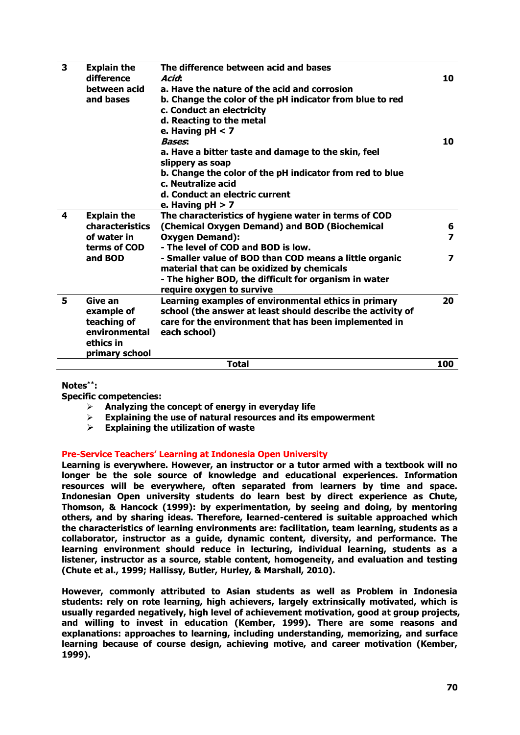| | | | |
|---|---|---|---|
| 3 | Explain the difference between acid and bases | The difference between acid and bases<br>*Acid*:<br>a. Have the nature of the acid and corrosion<br>b. Change the color of the pH indicator from blue to red<br>c. Conduct an electricity<br>d. Reacting to the metal<br>e. Having pH < 7<br>*Bases*:<br>a. Have a bitter taste and damage to the skin, feel slippery as soap<br>b. Change the color of the pH indicator from red to blue<br>c. Neutralize acid<br>d. Conduct an electric current<br>e. Having pH > 7 | 10<br><br><br><br><br><br>10 |
| 4 | Explain the characteristics of water in terms of COD and BOD | The characteristics of hygiene water in terms of COD (Chemical Oxygen Demand) and BOD (Biochemical Oxygen Demand):<br>- The level of COD and BOD is low.<br>- Smaller value of BOD than COD means a little organic material that can be oxidized by chemicals<br>- The higher BOD, the difficult for organism in water require oxygen to survive | 6<br>7<br><br>7 |
| 5 | Give an example of teaching of environmental ethics in primary school | Learning examples of environmental ethics in primary school (the answer at least should describe the activity of care for the environment that has been implemented in each school) | 20 |
| | | **Total** | **100** |

**Notes**:**

**Specific competencies:**

- Analyzing the concept of energy in everyday life
- Explaining the use of natural resources and its empowerment
- Explaining the utilization of waste

## Pre-Service Teachers' Learning at Indonesia Open University

Learning is everywhere. However, an instructor or a tutor armed with a textbook will no longer be the sole source of knowledge and educational experiences. Information resources will be everywhere, often separated from learners by time and space. Indonesian Open university students do learn best by direct experience as Chute, Thomson, & Hancock (1999): by experimentation, by seeing and doing, by mentoring others, and by sharing ideas. Therefore, learned-centered is suitable approached which the characteristics of learning environments are: facilitation, team learning, students as a collaborator, instructor as a guide, dynamic content, diversity, and performance. The learning environment should reduce in lecturing, individual learning, students as a listener, instructor as a source, stable content, homogeneity, and evaluation and testing (Chute et al., 1999; Hallissy, Butler, Hurley, & Marshall, 2010).

However, commonly attributed to Asian students as well as Problem in Indonesia students: rely on rote learning, high achievers, largely extrinsically motivated, which is usually regarded negatively, high level of achievement motivation, good at group projects, and willing to invest in education (Kember, 1999). There are some reasons and explanations: approaches to learning, including understanding, memorizing, and surface learning because of course design, achieving motive, and career motivation (Kember, 1999).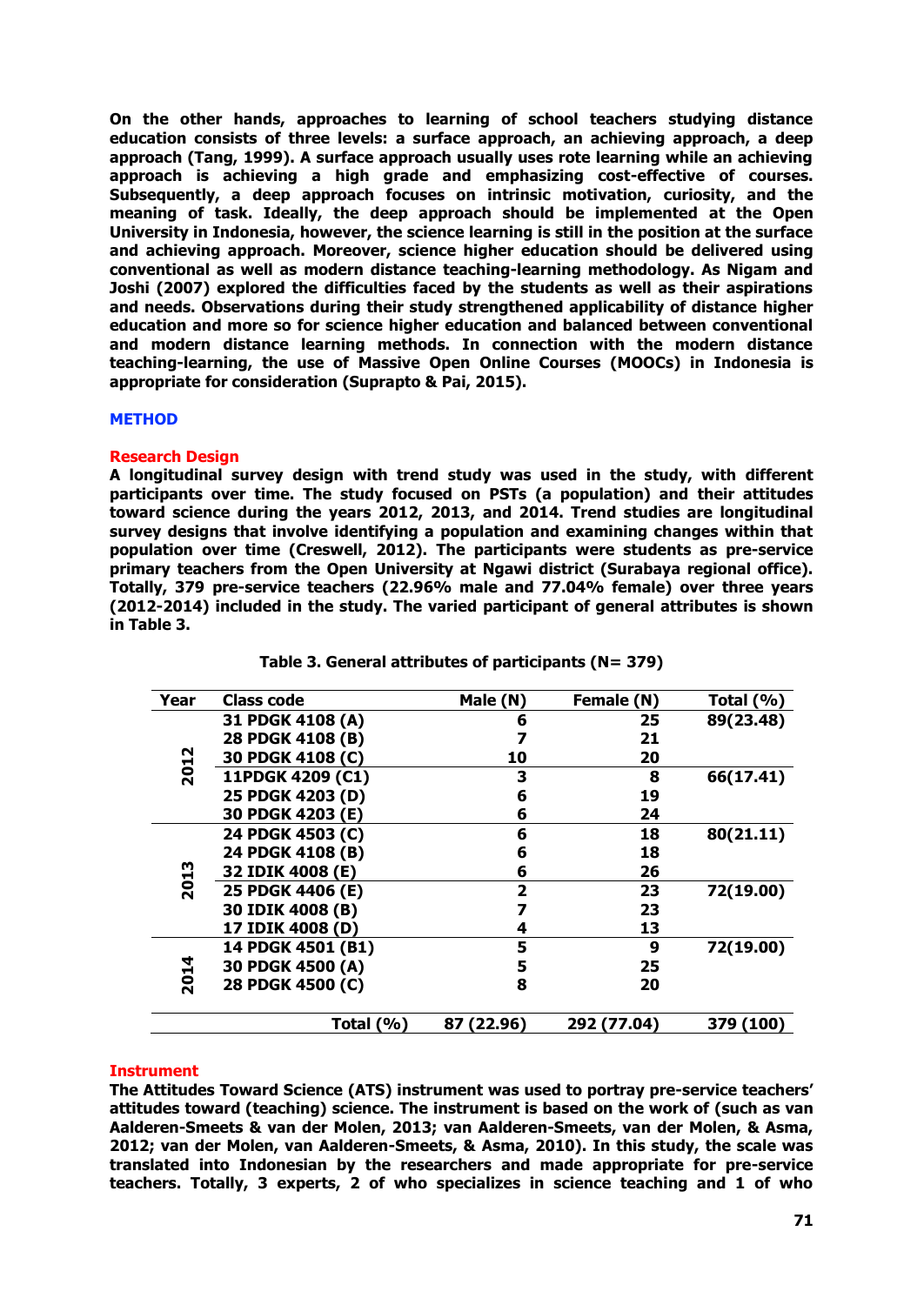On the other hands, approaches to learning of school teachers studying distance education consists of three levels: a surface approach, an achieving approach, a deep approach (Tang, 1999). A surface approach usually uses rote learning while an achieving approach is achieving a high grade and emphasizing cost-effective of courses. Subsequently, a deep approach focuses on intrinsic motivation, curiosity, and the meaning of task. Ideally, the deep approach should be implemented at the Open University in Indonesia, however, the science learning is still in the position at the surface and achieving approach. Moreover, science higher education should be delivered using conventional as well as modern distance teaching-learning methodology. As Nigam and Joshi (2007) explored the difficulties faced by the students as well as their aspirations and needs. Observations during their study strengthened applicability of distance higher education and more so for science higher education and balanced between conventional and modern distance learning methods. In connection with the modern distance teaching-learning, the use of Massive Open Online Courses (MOOCs) in Indonesia is appropriate for consideration (Suprapto & Pai, 2015).

## METHOD

### Research Design

A longitudinal survey design with trend study was used in the study, with different participants over time. The study focused on PSTs (a population) and their attitudes toward science during the years 2012, 2013, and 2014. Trend studies are longitudinal survey designs that involve identifying a population and examining changes within that population over time (Creswell, 2012). The participants were students as pre-service primary teachers from the Open University at Ngawi district (Surabaya regional office). Totally, 379 pre-service teachers (22.96% male and 77.04% female) over three years (2012-2014) included in the study. The varied participant of general attributes is shown in Table 3.

Table 3. General attributes of participants (N= 379)

| Year | Class code | Male (N) | Female (N) | Total (%) |
|---|---|---|---|---|
| 2012 | 31 PDGK 4108 (A) | 6 | 25 | 89(23.48) |
| | 28 PDGK 4108 (B) | 7 | 21 | |
| | 30 PDGK 4108 (C) | 10 | 20 | |
| | 11PDGK 4209 (C1) | 3 | 8 | 66(17.41) |
| | 25 PDGK 4203 (D) | 6 | 19 | |
| | 30 PDGK 4203 (E) | 6 | 24 | |
| 2013 | 24 PDGK 4503 (C) | 6 | 18 | 80(21.11) |
| | 24 PDGK 4108 (B) | 6 | 18 | |
| | 32 IDIK 4008 (E) | 6 | 26 | |
| | 25 PDGK 4406 (E) | 2 | 23 | 72(19.00) |
| | 30 IDIK 4008 (B) | 7 | 23 | |
| | 17 IDIK 4008 (D) | 4 | 13 | |
| 2014 | 14 PDGK 4501 (B1) | 5 | 9 | 72(19.00) |
| | 30 PDGK 4500 (A) | 5 | 25 | |
| | 28 PDGK 4500 (C) | 8 | 20 | |
| | Total (%) | 87 (22.96) | 292 (77.04) | 379 (100) |

### Instrument

The Attitudes Toward Science (ATS) instrument was used to portray pre-service teachers' attitudes toward (teaching) science. The instrument is based on the work of (such as van Aalderen-Smeets & van der Molen, 2013; van Aalderen-Smeets, van der Molen, & Asma, 2012; van der Molen, van Aalderen-Smeets, & Asma, 2010). In this study, the scale was translated into Indonesian by the researchers and made appropriate for pre-service teachers. Totally, 3 experts, 2 of who specializes in science teaching and 1 of who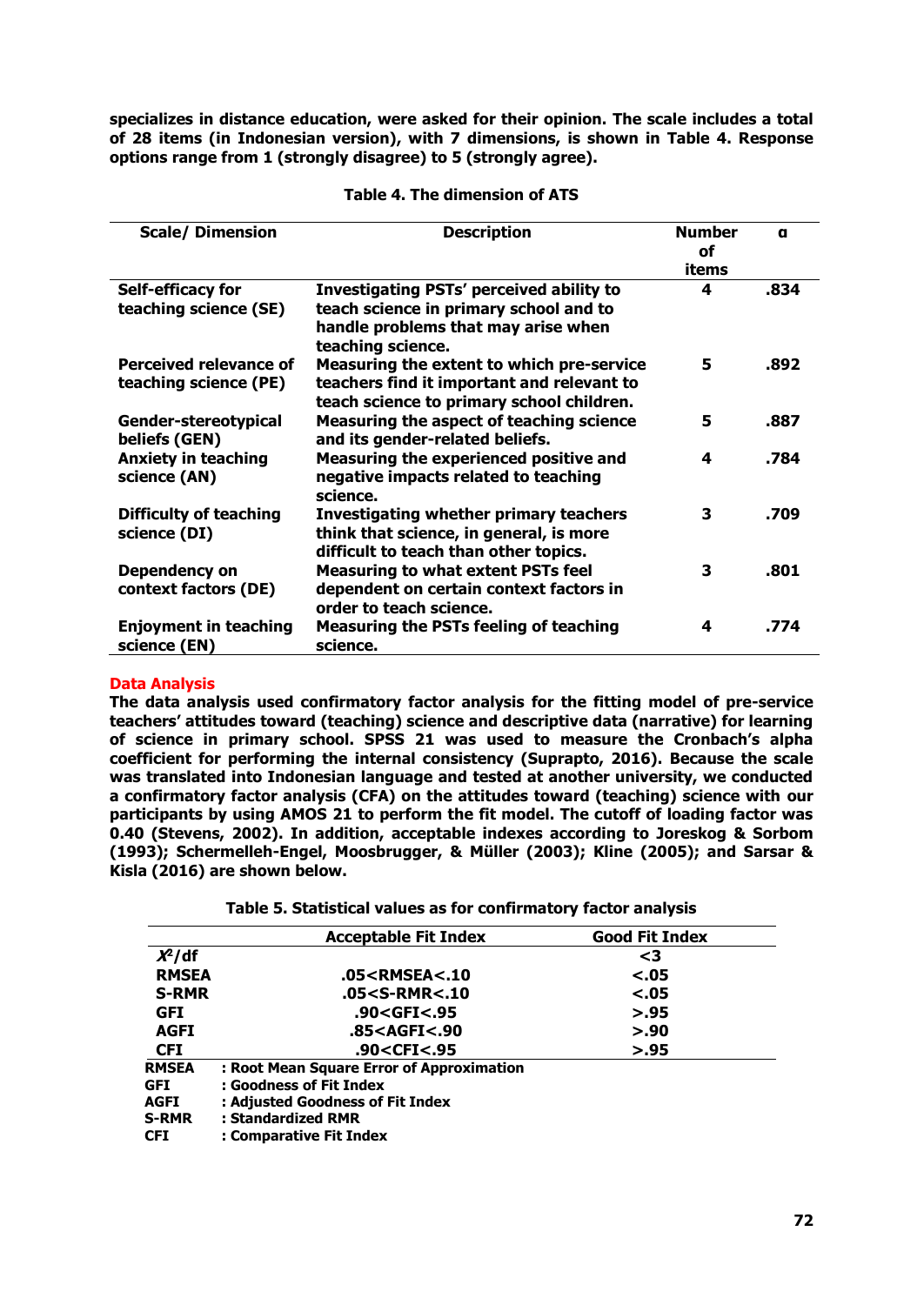**specializes in distance education, were asked for their opinion. The scale includes a total of 28 items (in Indonesian version), with 7 dimensions, is shown in Table 4. Response options range from 1 (strongly disagree) to 5 (strongly agree).**

**Table 4. The dimension of ATS**

| Scale/ Dimension | Description | Number of items | α |
|---|---|---|---|
| Self-efficacy for teaching science (SE) | Investigating PSTs' perceived ability to teach science in primary school and to handle problems that may arise when teaching science. | 4 | .834 |
| Perceived relevance of teaching science (PE) | Measuring the extent to which pre-service teachers find it important and relevant to teach science to primary school children. | 5 | .892 |
| Gender-stereotypical beliefs (GEN) | Measuring the aspect of teaching science and its gender-related beliefs. | 5 | .887 |
| Anxiety in teaching science (AN) | Measuring the experienced positive and negative impacts related to teaching science. | 4 | .784 |
| Difficulty of teaching science (DI) | Investigating whether primary teachers think that science, in general, is more difficult to teach than other topics. | 3 | .709 |
| Dependency on context factors (DE) | Measuring to what extent PSTs feel dependent on certain context factors in order to teach science. | 3 | .801 |
| Enjoyment in teaching science (EN) | Measuring the PSTs feeling of teaching science. | 4 | .774 |

## Data Analysis

**The data analysis used confirmatory factor analysis for the fitting model of pre-service teachers' attitudes toward (teaching) science and descriptive data (narrative) for learning of science in primary school. SPSS 21 was used to measure the Cronbach's alpha coefficient for performing the internal consistency (Suprapto, 2016). Because the scale was translated into Indonesian language and tested at another university, we conducted a confirmatory factor analysis (CFA) on the attitudes toward (teaching) science with our participants by using AMOS 21 to perform the fit model. The cutoff of loading factor was 0.40 (Stevens, 2002). In addition, acceptable indexes according to Joreskog & Sorbom (1993); Schermelleh-Engel, Moosbrugger, & Müller (2003); Kline (2005); and Sarsar & Kisla (2016) are shown below.**

**Table 5. Statistical values as for confirmatory factor analysis**

| | Acceptable Fit Index | Good Fit Index |
|---|---|---|
| $X^2$/df | | <3 |
| RMSEA | .05<RMSEA<.10 | <.05 |
| S-RMR | .05<S-RMR<.10 | <.05 |
| GFI | .90<GFI<.95 | >.95 |
| AGFI | .85<AGFI<.90 | >.90 |
| CFI | .90<CFI<.95 | >.95 |

**RMSEA : Root Mean Square Error of Approximation**
**GFI : Goodness of Fit Index**
**AGFI : Adjusted Goodness of Fit Index**
**S-RMR : Standardized RMR**
**CFI : Comparative Fit Index**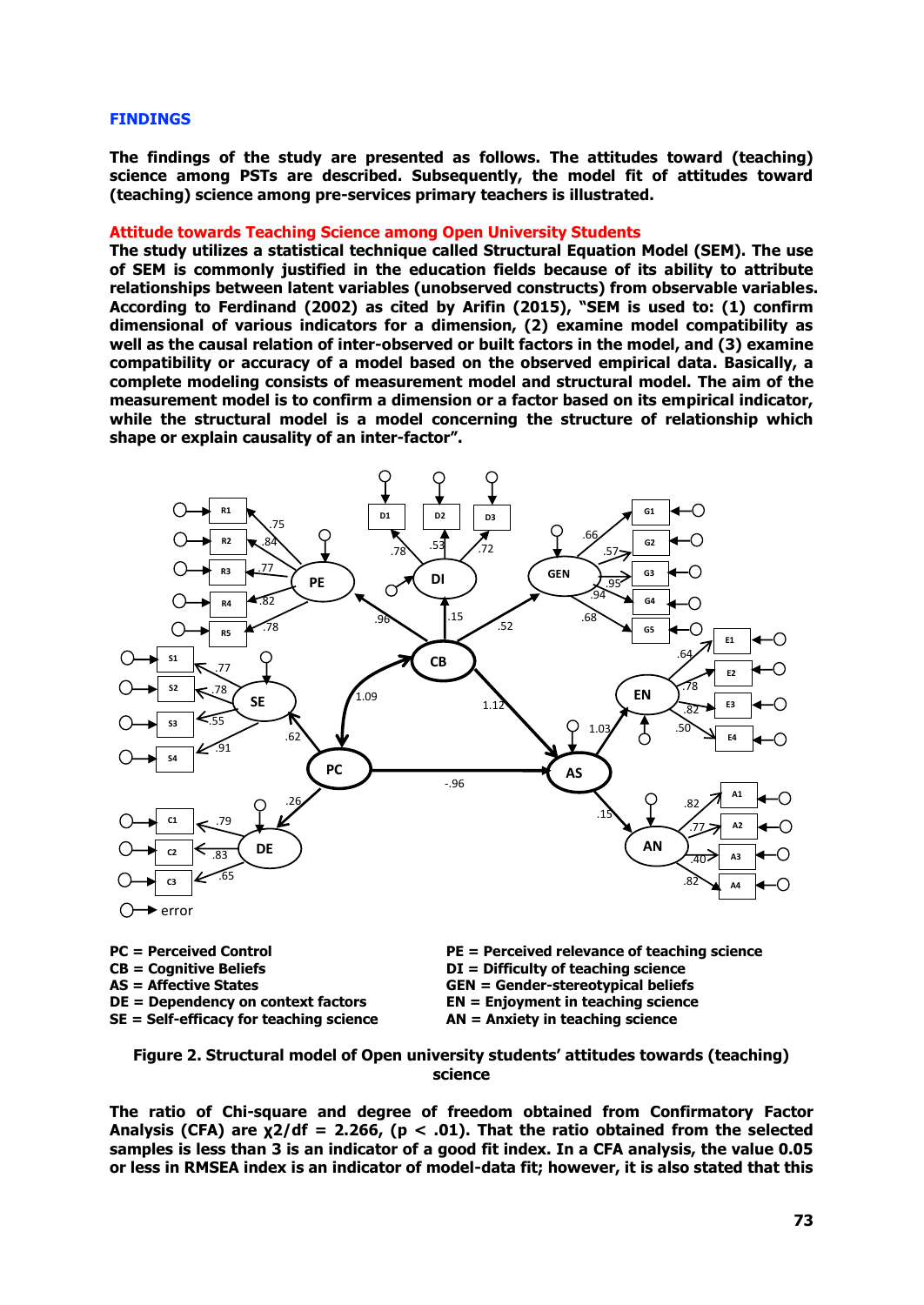## FINDINGS

**The findings of the study are presented as follows. The attitudes toward (teaching) science among PSTs are described. Subsequently, the model fit of attitudes toward (teaching) science among pre-services primary teachers is illustrated.**

### Attitude towards Teaching Science among Open University Students

**The study utilizes a statistical technique called Structural Equation Model (SEM). The use of SEM is commonly justified in the education fields because of its ability to attribute relationships between latent variables (unobserved constructs) from observable variables. According to Ferdinand (2002) as cited by Arifin (2015), "SEM is used to: (1) confirm dimensional of various indicators for a dimension, (2) examine model compatibility as well as the causal relation of inter-observed or built factors in the model, and (3) examine compatibility or accuracy of a model based on the observed empirical data. Basically, a complete modeling consists of measurement model and structural model. The aim of the measurement model is to confirm a dimension or a factor based on its empirical indicator, while the structural model is a model concerning the structure of relationship which shape or explain causality of an inter-factor".**

| | |
|---|---|
| **PC = Perceived Control** | **PE = Perceived relevance of teaching science** |
| **CB = Cognitive Beliefs** | **DI = Difficulty of teaching science** |
| **AS = Affective States** | **GEN = Gender-stereotypical beliefs** |
| **DE = Dependency on context factors** | **EN = Enjoyment in teaching science** |
| **SE = Self-efficacy for teaching science** | **AN = Anxiety in teaching science** |

**Figure 2. Structural model of Open university students' attitudes towards (teaching) science**

**The ratio of Chi-square and degree of freedom obtained from Confirmatory Factor Analysis (CFA) are $\chi 2/df = 2.266$, ($p < .01$). That the ratio obtained from the selected samples is less than 3 is an indicator of a good fit index. In a CFA analysis, the value 0.05 or less in RMSEA index is an indicator of model-data fit; however, it is also stated that this**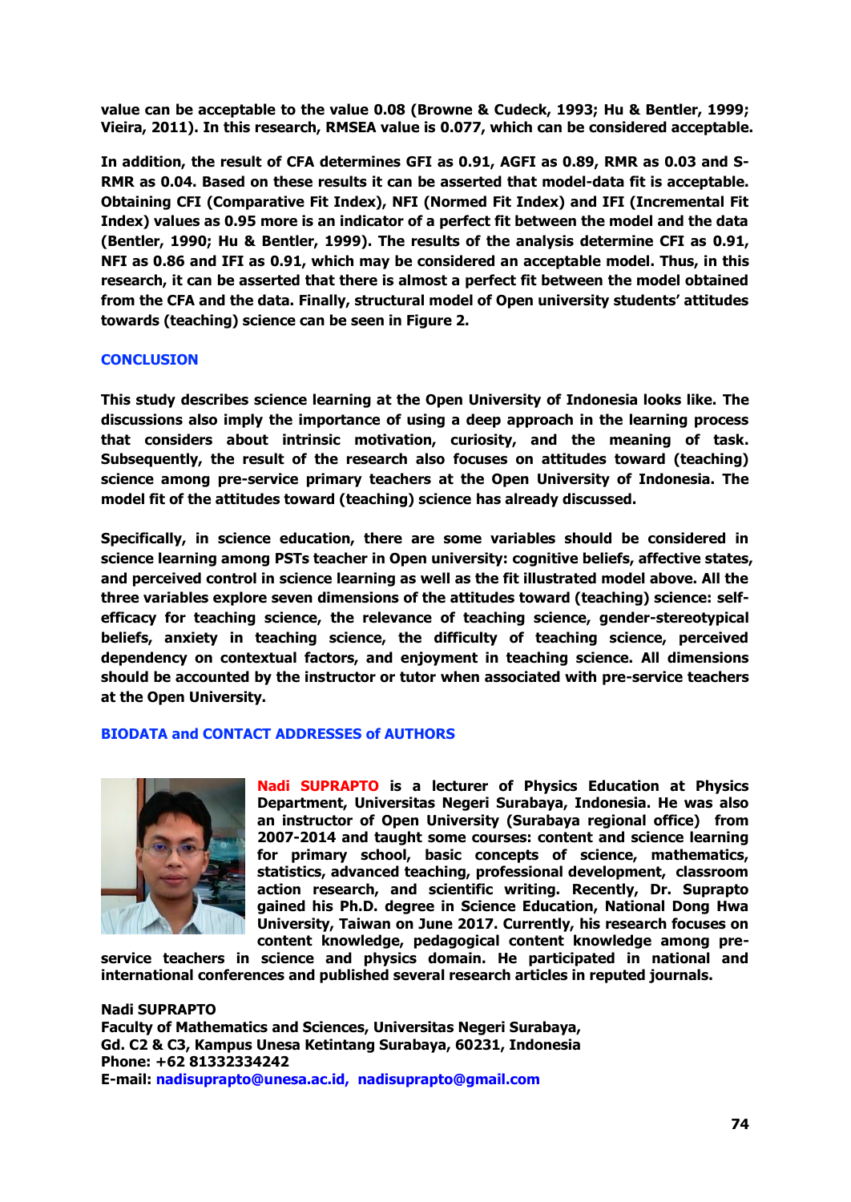value can be acceptable to the value 0.08 (Browne & Cudeck, 1993; Hu & Bentler, 1999; Vieira, 2011). In this research, RMSEA value is 0.077, which can be considered acceptable.

In addition, the result of CFA determines GFI as 0.91, AGFI as 0.89, RMR as 0.03 and S-RMR as 0.04. Based on these results it can be asserted that model-data fit is acceptable. Obtaining CFI (Comparative Fit Index), NFI (Normed Fit Index) and IFI (Incremental Fit Index) values as 0.95 more is an indicator of a perfect fit between the model and the data (Bentler, 1990; Hu & Bentler, 1999). The results of the analysis determine CFI as 0.91, NFI as 0.86 and IFI as 0.91, which may be considered an acceptable model. Thus, in this research, it can be asserted that there is almost a perfect fit between the model obtained from the CFA and the data. Finally, structural model of Open university students' attitudes towards (teaching) science can be seen in Figure 2.

## CONCLUSION

This study describes science learning at the Open University of Indonesia looks like. The discussions also imply the importance of using a deep approach in the learning process that considers about intrinsic motivation, curiosity, and the meaning of task. Subsequently, the result of the research also focuses on attitudes toward (teaching) science among pre-service primary teachers at the Open University of Indonesia. The model fit of the attitudes toward (teaching) science has already discussed.

Specifically, in science education, there are some variables should be considered in science learning among PSTs teacher in Open university: cognitive beliefs, affective states, and perceived control in science learning as well as the fit illustrated model above. All the three variables explore seven dimensions of the attitudes toward (teaching) science: self-efficacy for teaching science, the relevance of teaching science, gender-stereotypical beliefs, anxiety in teaching science, the difficulty of teaching science, perceived dependency on contextual factors, and enjoyment in teaching science. All dimensions should be accounted by the instructor or tutor when associated with pre-service teachers at the Open University.

## BIODATA and CONTACT ADDRESSES of AUTHORS

**Nadi SUPRAPTO** is a lecturer of Physics Education at Physics Department, Universitas Negeri Surabaya, Indonesia. He was also an instructor of Open University (Surabaya regional office) from 2007-2014 and taught some courses: content and science learning for primary school, basic concepts of science, mathematics, statistics, advanced teaching, professional development, classroom action research, and scientific writing. Recently, Dr. Suprapto gained his Ph.D. degree in Science Education, National Dong Hwa University, Taiwan on June 2017. Currently, his research focuses on content knowledge, pedagogical content knowledge among pre-service teachers in science and physics domain. He participated in national and international conferences and published several research articles in reputed journals.

Nadi SUPRAPTO
Faculty of Mathematics and Sciences, Universitas Negeri Surabaya,
Gd. C2 & C3, Kampus Unesa Ketintang Surabaya, 60231, Indonesia
Phone: +62 81332334242
E-mail: nadisuprapto@unesa.ac.id, nadisuprapto@gmail.com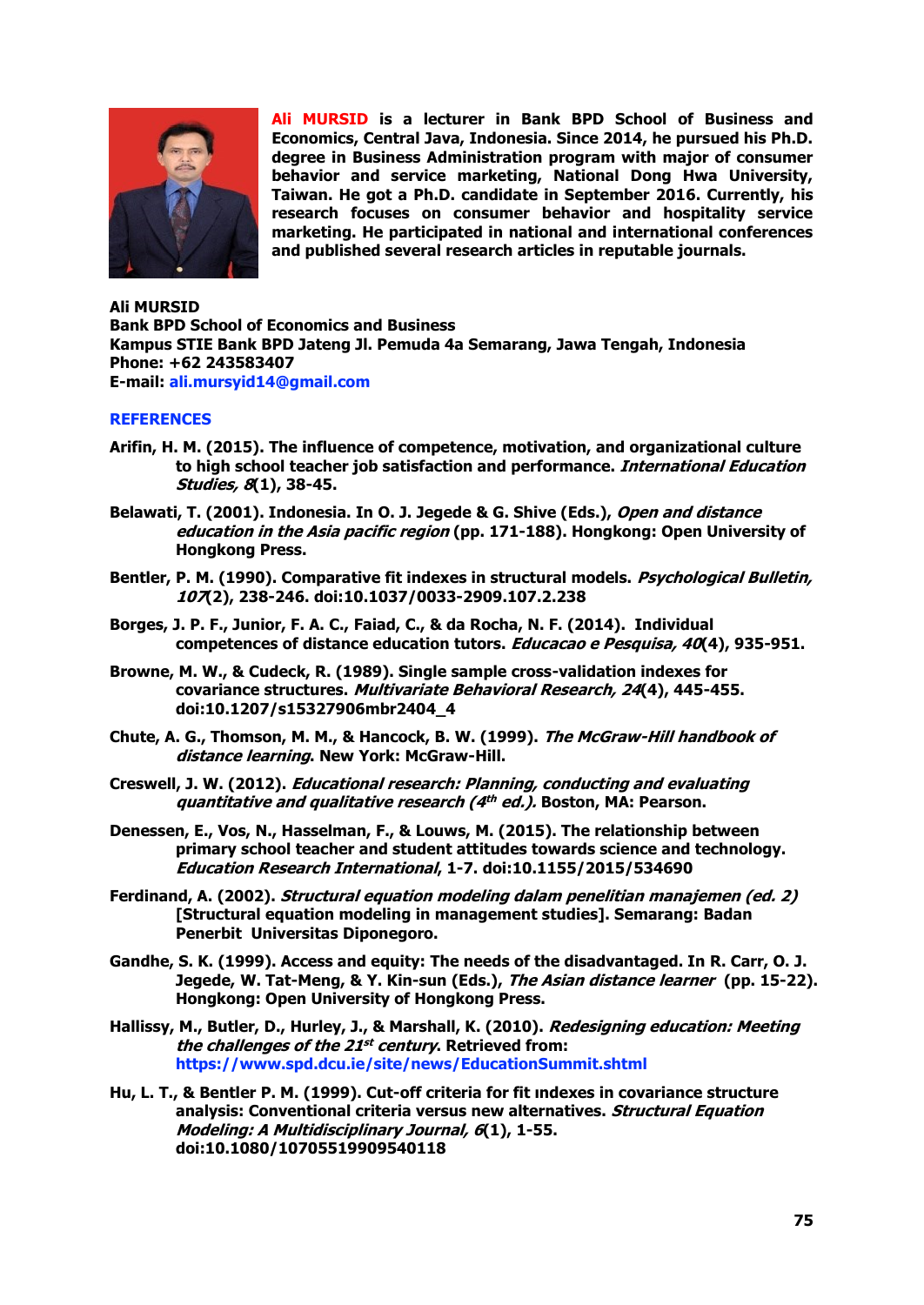**Ali MURSID** is a lecturer in Bank BPD School of Business and Economics, Central Java, Indonesia. Since 2014, he pursued his Ph.D. degree in Business Administration program with major of consumer behavior and service marketing, National Dong Hwa University, Taiwan. He got a Ph.D. candidate in September 2016. Currently, his research focuses on consumer behavior and hospitality service marketing. He participated in national and international conferences and published several research articles in reputable journals.

**Ali MURSID**
Bank BPD School of Economics and Business
Kampus STIE Bank BPD Jateng Jl. Pemuda 4a Semarang, Jawa Tengah, Indonesia
Phone: +62 243583407
E-mail: ali.mursyid14@gmail.com

## REFERENCES

Arifin, H. M. (2015). The influence of competence, motivation, and organizational culture to high school teacher job satisfaction and performance. *International Education Studies, 8*(1), 38-45.

Belawati, T. (2001). Indonesia. In O. J. Jegede & G. Shive (Eds.), *Open and distance education in the Asia pacific region* (pp. 171-188). Hongkong: Open University of Hongkong Press.

Bentler, P. M. (1990). Comparative fit indexes in structural models. *Psychological Bulletin, 107*(2), 238-246. doi:10.1037/0033-2909.107.2.238

Borges, J. P. F., Junior, F. A. C., Faiad, C., & da Rocha, N. F. (2014). Individual competences of distance education tutors. *Educacao e Pesquisa, 40*(4), 935-951.

Browne, M. W., & Cudeck, R. (1989). Single sample cross-validation indexes for covariance structures. *Multivariate Behavioral Research, 24*(4), 445-455. doi:10.1207/s15327906mbr2404_4

Chute, A. G., Thomson, M. M., & Hancock, B. W. (1999). *The McGraw-Hill handbook of distance learning*. New York: McGraw-Hill.

Creswell, J. W. (2012). *Educational research: Planning, conducting and evaluating quantitative and qualitative research (4th ed.).* Boston, MA: Pearson.

Denessen, E., Vos, N., Hasselman, F., & Louws, M. (2015). The relationship between primary school teacher and student attitudes towards science and technology. *Education Research International*, 1-7. doi:10.1155/2015/534690

Ferdinand, A. (2002). *Structural equation modeling dalam penelitian manajemen (ed. 2)* [Structural equation modeling in management studies]. Semarang: Badan Penerbit Universitas Diponegoro.

Gandhe, S. K. (1999). Access and equity: The needs of the disadvantaged. In R. Carr, O. J. Jegede, W. Tat-Meng, & Y. Kin-sun (Eds.), *The Asian distance learner* (pp. 15-22). Hongkong: Open University of Hongkong Press.

Hallissy, M., Butler, D., Hurley, J., & Marshall, K. (2010). *Redesigning education: Meeting the challenges of the 21st century*. Retrieved from: https://www.spd.dcu.ie/site/news/EducationSummit.shtml

Hu, L. T., & Bentler P. M. (1999). Cut-off criteria for fit ındexes in covariance structure analysis: Conventional criteria versus new alternatives. *Structural Equation Modeling: A Multidisciplinary Journal, 6*(1), 1-55. doi:10.1080/10705519909540118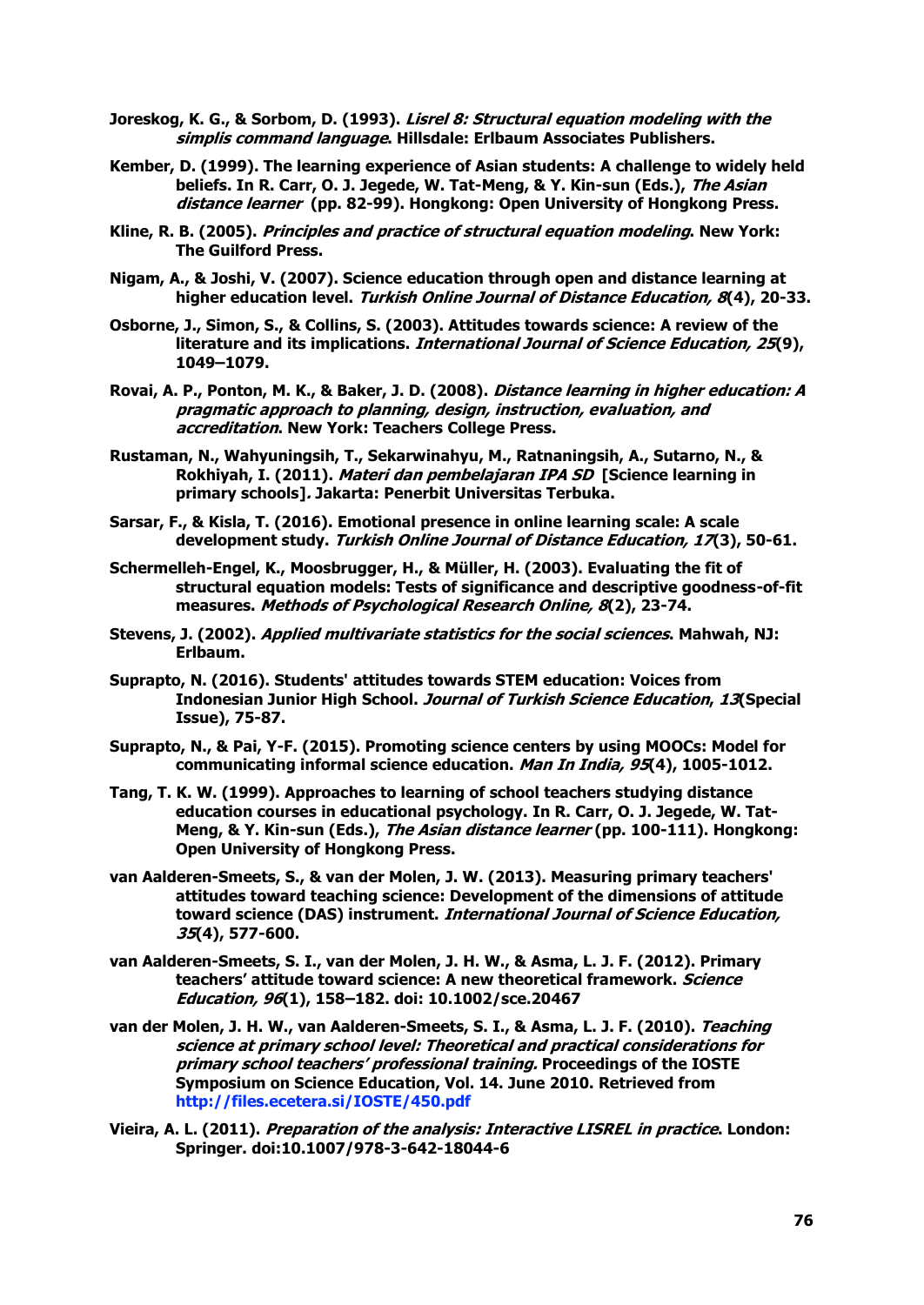Joreskog, K. G., & Sorbom, D. (1993). *Lisrel 8: Structural equation modeling with the simplis command language*. Hillsdale: Erlbaum Associates Publishers.

Kember, D. (1999). The learning experience of Asian students: A challenge to widely held beliefs. In R. Carr, O. J. Jegede, W. Tat-Meng, & Y. Kin-sun (Eds.), *The Asian distance learner* (pp. 82-99). Hongkong: Open University of Hongkong Press.

Kline, R. B. (2005). *Principles and practice of structural equation modeling*. New York: The Guilford Press.

Nigam, A., & Joshi, V. (2007). Science education through open and distance learning at higher education level. *Turkish Online Journal of Distance Education, 8*(4), 20-33.

Osborne, J., Simon, S., & Collins, S. (2003). Attitudes towards science: A review of the literature and its implications. *International Journal of Science Education, 25*(9), 1049–1079.

Rovai, A. P., Ponton, M. K., & Baker, J. D. (2008). *Distance learning in higher education: A pragmatic approach to planning, design, instruction, evaluation, and accreditation*. New York: Teachers College Press.

Rustaman, N., Wahyuningsih, T., Sekarwinahyu, M., Ratnaningsih, A., Sutarno, N., & Rokhiyah, I. (2011). *Materi dan pembelajaran IPA SD* [Science learning in primary schools]. Jakarta: Penerbit Universitas Terbuka.

Sarsar, F., & Kisla, T. (2016). Emotional presence in online learning scale: A scale development study. *Turkish Online Journal of Distance Education, 17*(3), 50-61.

Schermelleh-Engel, K., Moosbrugger, H., & Müller, H. (2003). Evaluating the fit of structural equation models: Tests of significance and descriptive goodness-of-fit measures. *Methods of Psychological Research Online, 8*(2), 23-74.

Stevens, J. (2002). *Applied multivariate statistics for the social sciences*. Mahwah, NJ: Erlbaum.

Suprapto, N. (2016). Students' attitudes towards STEM education: Voices from Indonesian Junior High School. *Journal of Turkish Science Education*, *13*(Special Issue), 75-87.

Suprapto, N., & Pai, Y-F. (2015). Promoting science centers by using MOOCs: Model for communicating informal science education. *Man In India, 95*(4), 1005-1012.

Tang, T. K. W. (1999). Approaches to learning of school teachers studying distance education courses in educational psychology. In R. Carr, O. J. Jegede, W. Tat-Meng, & Y. Kin-sun (Eds.), *The Asian distance learner* (pp. 100-111). Hongkong: Open University of Hongkong Press.

van Aalderen-Smeets, S., & van der Molen, J. W. (2013). Measuring primary teachers' attitudes toward teaching science: Development of the dimensions of attitude toward science (DAS) instrument. *International Journal of Science Education, 35*(4), 577-600.

van Aalderen-Smeets, S. I., van der Molen, J. H. W., & Asma, L. J. F. (2012). Primary teachers' attitude toward science: A new theoretical framework. *Science Education, 96*(1), 158–182. doi: 10.1002/sce.20467

van der Molen, J. H. W., van Aalderen-Smeets, S. I., & Asma, L. J. F. (2010). *Teaching science at primary school level: Theoretical and practical considerations for primary school teachers' professional training.* Proceedings of the IOSTE Symposium on Science Education, Vol. 14. June 2010. Retrieved from http://files.ecetera.si/IOSTE/450.pdf

Vieira, A. L. (2011). *Preparation of the analysis: Interactive LISREL in practice*. London: Springer. doi:10.1007/978-3-642-18044-6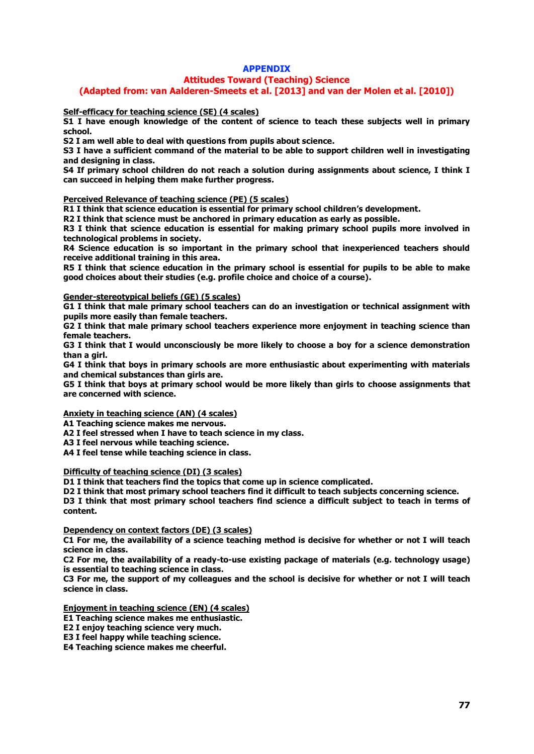# APPENDIX

## Attitudes Toward (Teaching) Science

## (Adapted from: van Aalderen-Smeets et al. [2013] and van der Molen et al. [2010])

**Self-efficacy for teaching science (SE) (4 scales)**

**S1 I have enough knowledge of the content of science to teach these subjects well in primary school.**

**S2 I am well able to deal with questions from pupils about science.**

**S3 I have a sufficient command of the material to be able to support children well in investigating and designing in class.**

**S4 If primary school children do not reach a solution during assignments about science, I think I can succeed in helping them make further progress.**

**Perceived Relevance of teaching science (PE) (5 scales)**

**R1 I think that science education is essential for primary school children's development.**

**R2 I think that science must be anchored in primary education as early as possible.**

**R3 I think that science education is essential for making primary school pupils more involved in technological problems in society.**

**R4 Science education is so important in the primary school that inexperienced teachers should receive additional training in this area.**

**R5 I think that science education in the primary school is essential for pupils to be able to make good choices about their studies (e.g. profile choice and choice of a course).**

**Gender-stereotypical beliefs (GE) (5 scales)**

**G1 I think that male primary school teachers can do an investigation or technical assignment with pupils more easily than female teachers.**

**G2 I think that male primary school teachers experience more enjoyment in teaching science than female teachers.**

**G3 I think that I would unconsciously be more likely to choose a boy for a science demonstration than a girl.**

**G4 I think that boys in primary schools are more enthusiastic about experimenting with materials and chemical substances than girls are.**

**G5 I think that boys at primary school would be more likely than girls to choose assignments that are concerned with science.**

**Anxiety in teaching science (AN) (4 scales)**

**A1 Teaching science makes me nervous.**

**A2 I feel stressed when I have to teach science in my class.**

**A3 I feel nervous while teaching science.**

**A4 I feel tense while teaching science in class.**

**Difficulty of teaching science (DI) (3 scales)**

**D1 I think that teachers find the topics that come up in science complicated.**

**D2 I think that most primary school teachers find it difficult to teach subjects concerning science.**

**D3 I think that most primary school teachers find science a difficult subject to teach in terms of content.**

**Dependency on context factors (DE) (3 scales)**

**C1 For me, the availability of a science teaching method is decisive for whether or not I will teach science in class.**

**C2 For me, the availability of a ready-to-use existing package of materials (e.g. technology usage) is essential to teaching science in class.**

**C3 For me, the support of my colleagues and the school is decisive for whether or not I will teach science in class.**

**Enjoyment in teaching science (EN) (4 scales)**

**E1 Teaching science makes me enthusiastic.**

**E2 I enjoy teaching science very much.**

**E3 I feel happy while teaching science.**

**E4 Teaching science makes me cheerful.**